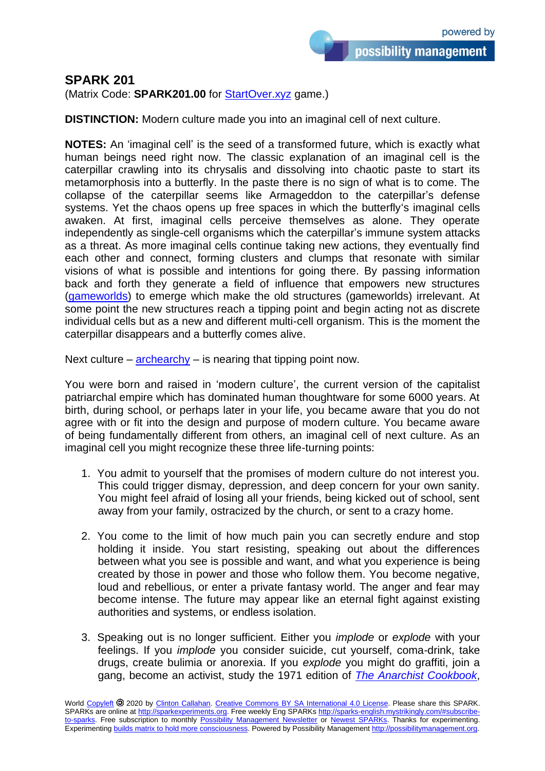## SPARK 201

(Matrix Code: **SPARK201.00** for StartOver.xyz game.)

**DISTINCTION:** Modern culture made you into an imaginal cell of next culture.

**NOTES:** An 'imaginal cell' is the seed of a transformed future, which is exactly what human beings need right now. The classic explanation of an imaginal cell is the caterpillar crawling into its chrysalis and dissolving into chaotic paste to start its metamorphosis into a butterfly. In the paste there is no sign of what is to come. The collapse of the caterpillar seems like Armageddon to the caterpillar's defense systems. Yet the chaos opens up free spaces in which the butterfly's imaginal cells awaken. At first, imaginal cells perceive themselves as alone. They operate independently as single-cell organisms which the caterpillar's immune system attacks as a threat. As more imaginal cells continue taking new actions, they eventually find each other and connect, forming clusters and clumps that resonate with similar visions of what is possible and intentions for going there. By passing information back and forth they generate a field of influence that empowers new structures (gameworlds) to emerge which make the old structures (gameworlds) irrelevant. At some point the new structures reach a tipping point and begin acting not as discrete individual cells but as a new and different multi-cell organism. This is the moment the caterpillar disappears and a butterfly comes alive.

Next culture – archearchy – is nearing that tipping point now.

You were born and raised in 'modern culture', the current version of the capitalist patriarchal empire which has dominated human thoughtware for some 6000 years. At birth, during school, or perhaps later in your life, you became aware that you do not agree with or fit into the design and purpose of modern culture. You became aware of being fundamentally different from others, an imaginal cell of next culture. As an imaginal cell you might recognize these three life-turning points:

1. You admit to yourself that the promises of modern culture do not interest you. This could trigger dismay, depression, and deep concern for your own sanity. You might feel afraid of losing all your friends, being kicked out of school, sent away from your family, ostracized by the church, or sent to a crazy home.

2. You come to the limit of how much pain you can secretly endure and stop holding it inside. You start resisting, speaking out about the differences between what you see is possible and want, and what you experience is being created by those in power and those who follow them. You become negative, loud and rebellious, or enter a private fantasy world. The anger and fear may become intense. The future may appear like an eternal fight against existing authorities and systems, or endless isolation.

3. Speaking out is no longer sufficient. Either you *implode* or *explode* with your feelings. If you *implode* you consider suicide, cut yourself, coma-drink, take drugs, create bulimia or anorexia. If you *explode* you might do graffiti, join a gang, become an activist, study the 1971 edition of *The Anarchist Cookbook*,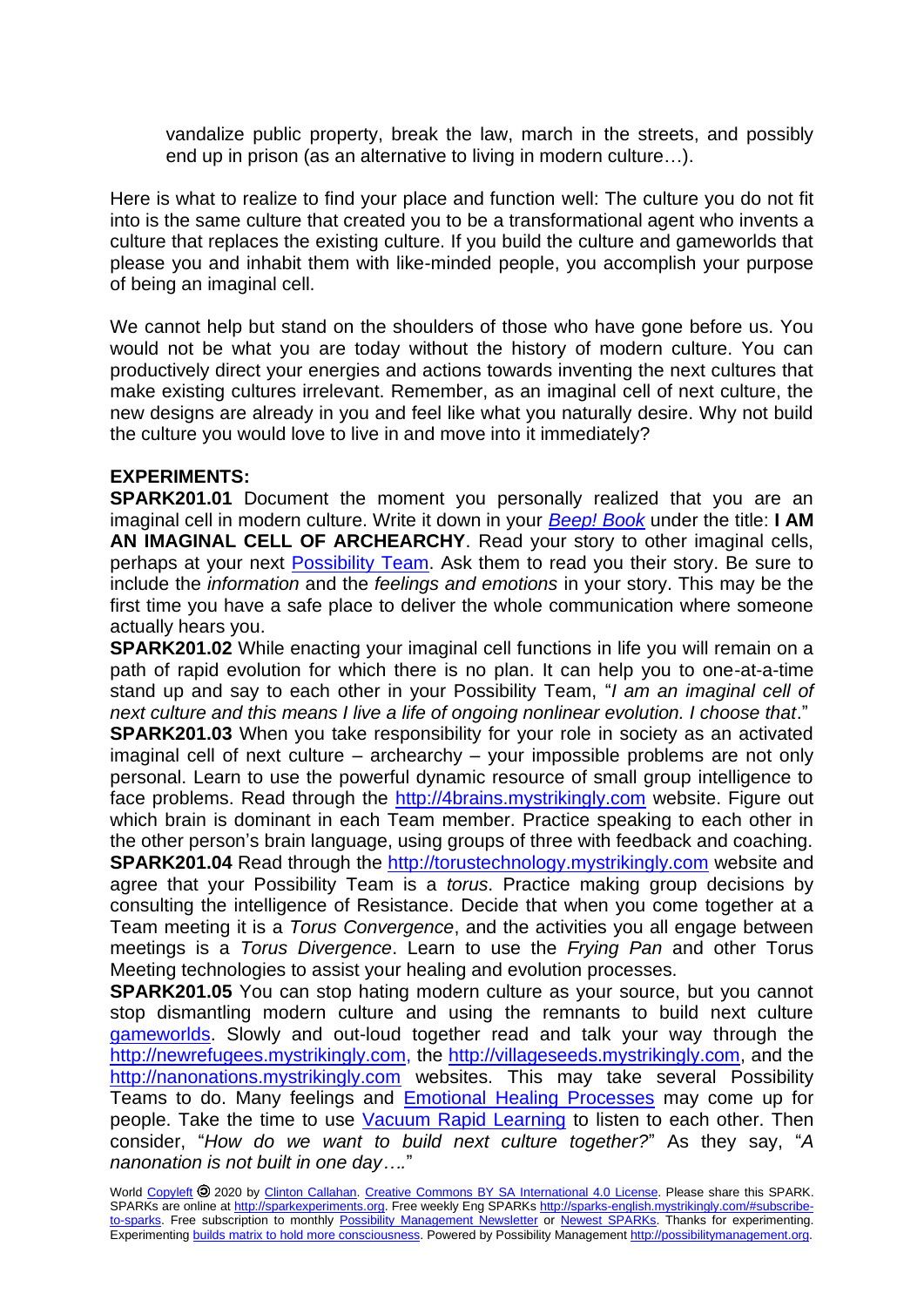vandalize public property, break the law, march in the streets, and possibly end up in prison (as an alternative to living in modern culture…).

Here is what to realize to find your place and function well: The culture you do not fit into is the same culture that created you to be a transformational agent who invents a culture that replaces the existing culture. If you build the culture and gameworlds that please you and inhabit them with like-minded people, you accomplish your purpose of being an imaginal cell.

We cannot help but stand on the shoulders of those who have gone before us. You would not be what you are today without the history of modern culture. You can productively direct your energies and actions towards inventing the next cultures that make existing cultures irrelevant. Remember, as an imaginal cell of next culture, the new designs are already in you and feel like what you naturally desire. Why not build the culture you would love to live in and move into it immediately?

**EXPERIMENTS:**

**SPARK201.01** Document the moment you personally realized that you are an imaginal cell in modern culture. Write it down in your *Beep! Book* under the title: **I AM AN IMAGINAL CELL OF ARCHEARCHY**. Read your story to other imaginal cells, perhaps at your next Possibility Team. Ask them to read you their story. Be sure to include the *information* and the *feelings and emotions* in your story. This may be the first time you have a safe place to deliver the whole communication where someone actually hears you.

**SPARK201.02** While enacting your imaginal cell functions in life you will remain on a path of rapid evolution for which there is no plan. It can help you to one-at-a-time stand up and say to each other in your Possibility Team, "*I am an imaginal cell of next culture and this means I live a life of ongoing nonlinear evolution. I choose that*."

**SPARK201.03** When you take responsibility for your role in society as an activated imaginal cell of next culture – archearchy – your impossible problems are not only personal. Learn to use the powerful dynamic resource of small group intelligence to face problems. Read through the http://4brains.mystrikingly.com website. Figure out which brain is dominant in each Team member. Practice speaking to each other in the other person's brain language, using groups of three with feedback and coaching.

**SPARK201.04** Read through the http://torustechnology.mystrikingly.com website and agree that your Possibility Team is a *torus*. Practice making group decisions by consulting the intelligence of Resistance. Decide that when you come together at a Team meeting it is a *Torus Convergence*, and the activities you all engage between meetings is a *Torus Divergence*. Learn to use the *Frying Pan* and other Torus Meeting technologies to assist your healing and evolution processes.

**SPARK201.05** You can stop hating modern culture as your source, but you cannot stop dismantling modern culture and using the remnants to build next culture gameworlds. Slowly and out-loud together read and talk your way through the http://newrefugees.mystrikingly.com, the http://villageseeds.mystrikingly.com, and the http://nanonations.mystrikingly.com websites. This may take several Possibility Teams to do. Many feelings and Emotional Healing Processes may come up for people. Take the time to use Vacuum Rapid Learning to listen to each other. Then consider, "*How do we want to build next culture together?*" As they say, "*A nanonation is not built in one day….*"

World Copyleft 🄯 2020 by Clinton Callahan. Creative Commons BY SA International 4.0 License. Please share this SPARK. SPARKs are online at http://sparkexperiments.org. Free weekly Eng SPARKs http://sparks-english.mystrikingly.com/#subscribe-to-sparks. Free subscription to monthly Possibility Management Newsletter or Newest SPARKs. Thanks for experimenting. Experimenting builds matrix to hold more consciousness. Powered by Possibility Management http://possibilitymanagement.org.